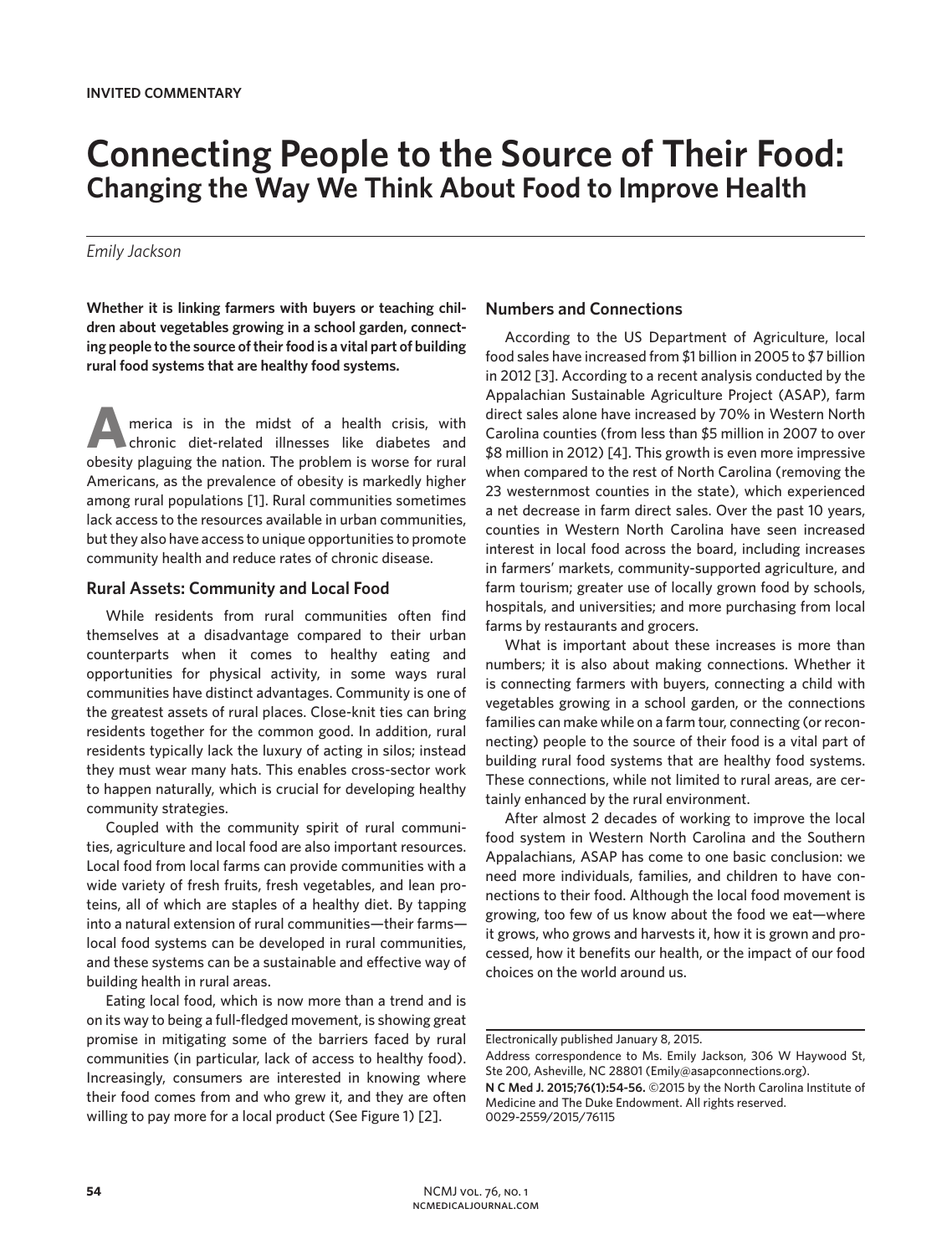**INVITED COMMENTARY**

# Connecting People to the Source of Their Food:
## Changing the Way We Think About Food to Improve Health

*Emily Jackson*

**Whether it is linking farmers with buyers or teaching children about vegetables growing in a school garden, connecting people to the source of their food is a vital part of building rural food systems that are healthy food systems.**

America is in the midst of a health crisis, with chronic diet-related illnesses like diabetes and obesity plaguing the nation. The problem is worse for rural Americans, as the prevalence of obesity is markedly higher among rural populations [1]. Rural communities sometimes lack access to the resources available in urban communities, but they also have access to unique opportunities to promote community health and reduce rates of chronic disease.

### Rural Assets: Community and Local Food

While residents from rural communities often find themselves at a disadvantage compared to their urban counterparts when it comes to healthy eating and opportunities for physical activity, in some ways rural communities have distinct advantages. Community is one of the greatest assets of rural places. Close-knit ties can bring residents together for the common good. In addition, rural residents typically lack the luxury of acting in silos; instead they must wear many hats. This enables cross-sector work to happen naturally, which is crucial for developing healthy community strategies.

Coupled with the community spirit of rural communities, agriculture and local food are also important resources. Local food from local farms can provide communities with a wide variety of fresh fruits, fresh vegetables, and lean proteins, all of which are staples of a healthy diet. By tapping into a natural extension of rural communities—their farms—local food systems can be developed in rural communities, and these systems can be a sustainable and effective way of building health in rural areas.

Eating local food, which is now more than a trend and is on its way to being a full-fledged movement, is showing great promise in mitigating some of the barriers faced by rural communities (in particular, lack of access to healthy food). Increasingly, consumers are interested in knowing where their food comes from and who grew it, and they are often willing to pay more for a local product (See Figure 1) [2].

### Numbers and Connections

According to the US Department of Agriculture, local food sales have increased from $1 billion in 2005 to $7 billion in 2012 [3]. According to a recent analysis conducted by the Appalachian Sustainable Agriculture Project (ASAP), farm direct sales alone have increased by 70% in Western North Carolina counties (from less than $5 million in 2007 to over $8 million in 2012) [4]. This growth is even more impressive when compared to the rest of North Carolina (removing the 23 westernmost counties in the state), which experienced a net decrease in farm direct sales. Over the past 10 years, counties in Western North Carolina have seen increased interest in local food across the board, including increases in farmers' markets, community-supported agriculture, and farm tourism; greater use of locally grown food by schools, hospitals, and universities; and more purchasing from local farms by restaurants and grocers.

What is important about these increases is more than numbers; it is also about making connections. Whether it is connecting farmers with buyers, connecting a child with vegetables growing in a school garden, or the connections families can make while on a farm tour, connecting (or reconnecting) people to the source of their food is a vital part of building rural food systems that are healthy food systems. These connections, while not limited to rural areas, are certainly enhanced by the rural environment.

After almost 2 decades of working to improve the local food system in Western North Carolina and the Southern Appalachians, ASAP has come to one basic conclusion: we need more individuals, families, and children to have connections to their food. Although the local food movement is growing, too few of us know about the food we eat—where it grows, who grows and harvests it, how it is grown and processed, how it benefits our health, or the impact of our food choices on the world around us.

---

Electronically published January 8, 2015.

Address correspondence to Ms. Emily Jackson, 306 W Haywood St, Ste 200, Asheville, NC 28801 (Emily@asapconnections.org).

**N C Med J. 2015;76(1):54-56.** ©2015 by the North Carolina Institute of Medicine and The Duke Endowment. All rights reserved.
0029-2559/2015/76115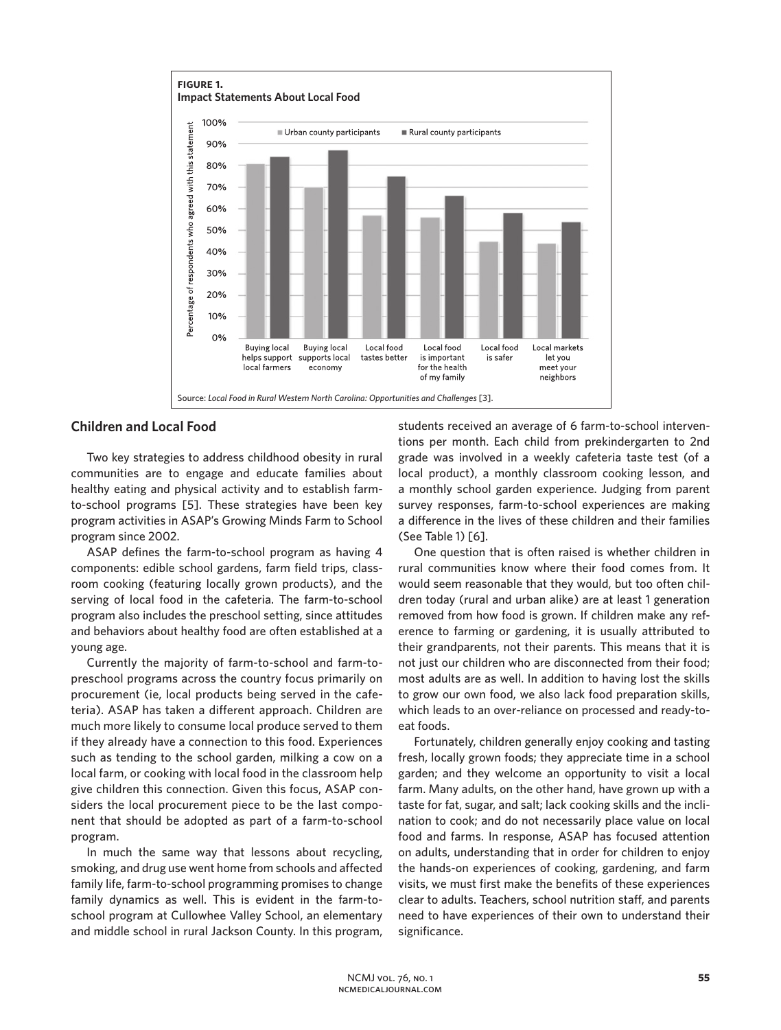**FIGURE 1.**
**Impact Statements About Local Food**

Percentage of respondents who agreed with this statement

Urban county participants | Rural county participants

Buying local helps support local farmers; Buying local supports local economy; Local food tastes better; Local food is important for the health of my family; Local food is safer; Local markets let you meet your neighbors

Source: *Local Food in Rural Western North Carolina: Opportunities and Challenges* [3].

## Children and Local Food

Two key strategies to address childhood obesity in rural communities are to engage and educate families about healthy eating and physical activity and to establish farm-to-school programs [5]. These strategies have been key program activities in ASAP's Growing Minds Farm to School program since 2002.

ASAP defines the farm-to-school program as having 4 components: edible school gardens, farm field trips, classroom cooking (featuring locally grown products), and the serving of local food in the cafeteria. The farm-to-school program also includes the preschool setting, since attitudes and behaviors about healthy food are often established at a young age.

Currently the majority of farm-to-school and farm-to-preschool programs across the country focus primarily on procurement (ie, local products being served in the cafeteria). ASAP has taken a different approach. Children are much more likely to consume local produce served to them if they already have a connection to this food. Experiences such as tending to the school garden, milking a cow on a local farm, or cooking with local food in the classroom help give children this connection. Given this focus, ASAP considers the local procurement piece to be the last component that should be adopted as part of a farm-to-school program.

In much the same way that lessons about recycling, smoking, and drug use went home from schools and affected family life, farm-to-school programming promises to change family dynamics as well. This is evident in the farm-to-school program at Cullowhee Valley School, an elementary and middle school in rural Jackson County. In this program, students received an average of 6 farm-to-school interventions per month. Each child from prekindergarten to 2nd grade was involved in a weekly cafeteria taste test (of a local product), a monthly classroom cooking lesson, and a monthly school garden experience. Judging from parent survey responses, farm-to-school experiences are making a difference in the lives of these children and their families (See Table 1) [6].

One question that is often raised is whether children in rural communities know where their food comes from. It would seem reasonable that they would, but too often children today (rural and urban alike) are at least 1 generation removed from how food is grown. If children make any reference to farming or gardening, it is usually attributed to their grandparents, not their parents. This means that it is not just our children who are disconnected from their food; most adults are as well. In addition to having lost the skills to grow our own food, we also lack food preparation skills, which leads to an over-reliance on processed and ready-to-eat foods.

Fortunately, children generally enjoy cooking and tasting fresh, locally grown foods; they appreciate time in a school garden; and they welcome an opportunity to visit a local farm. Many adults, on the other hand, have grown up with a taste for fat, sugar, and salt; lack cooking skills and the inclination to cook; and do not necessarily place value on local food and farms. In response, ASAP has focused attention on adults, understanding that in order for children to enjoy the hands-on experiences of cooking, gardening, and farm visits, we must first make the benefits of these experiences clear to adults. Teachers, school nutrition staff, and parents need to have experiences of their own to understand their significance.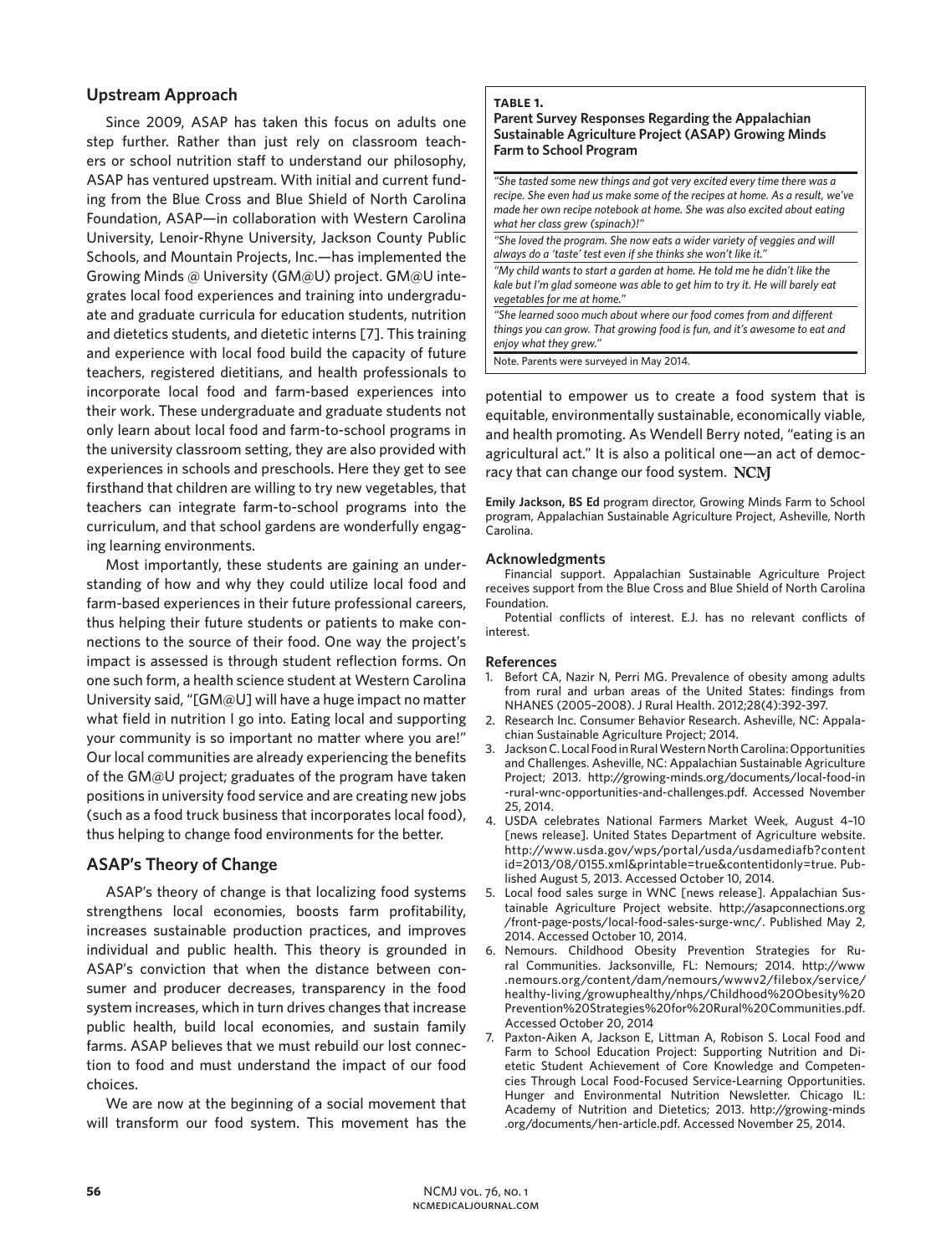## Upstream Approach

Since 2009, ASAP has taken this focus on adults one step further. Rather than just rely on classroom teachers or school nutrition staff to understand our philosophy, ASAP has ventured upstream. With initial and current funding from the Blue Cross and Blue Shield of North Carolina Foundation, ASAP—in collaboration with Western Carolina University, Lenoir-Rhyne University, Jackson County Public Schools, and Mountain Projects, Inc.—has implemented the Growing Minds @ University (GM@U) project. GM@U integrates local food experiences and training into undergraduate and graduate curricula for education students, nutrition and dietetics students, and dietetic interns [7]. This training and experience with local food build the capacity of future teachers, registered dietitians, and health professionals to incorporate local food and farm-based experiences into their work. These undergraduate and graduate students not only learn about local food and farm-to-school programs in the university classroom setting, they are also provided with experiences in schools and preschools. Here they get to see firsthand that children are willing to try new vegetables, that teachers can integrate farm-to-school programs into the curriculum, and that school gardens are wonderfully engaging learning environments.

Most importantly, these students are gaining an understanding of how and why they could utilize local food and farm-based experiences in their future professional careers, thus helping their future students or patients to make connections to the source of their food. One way the project's impact is assessed is through student reflection forms. On one such form, a health science student at Western Carolina University said, "[GM@U] will have a huge impact no matter what field in nutrition I go into. Eating local and supporting your community is so important no matter where you are!" Our local communities are already experiencing the benefits of the GM@U project; graduates of the program have taken positions in university food service and are creating new jobs (such as a food truck business that incorporates local food), thus helping to change food environments for the better.

## ASAP's Theory of Change

ASAP's theory of change is that localizing food systems strengthens local economies, boosts farm profitability, increases sustainable production practices, and improves individual and public health. This theory is grounded in ASAP's conviction that when the distance between consumer and producer decreases, transparency in the food system increases, which in turn drives changes that increase public health, build local economies, and sustain family farms. ASAP believes that we must rebuild our lost connection to food and must understand the impact of our food choices.

We are now at the beginning of a social movement that will transform our food system. This movement has the potential to empower us to create a food system that is equitable, environmentally sustainable, economically viable, and health promoting. As Wendell Berry noted, "eating is an agricultural act." It is also a political one—an act of democracy that can change our food system. NCMJ

**TABLE 1.**
**Parent Survey Responses Regarding the Appalachian Sustainable Agriculture Project (ASAP) Growing Minds Farm to School Program**

| |
|---|
| *"She tasted some new things and got very excited every time there was a recipe. She even had us make some of the recipes at home. As a result, we've made her own recipe notebook at home. She was also excited about eating what her class grew (spinach)!"* |
| *"She loved the program. She now eats a wider variety of veggies and will always do a 'taste' test even if she thinks she won't like it."* |
| *"My child wants to start a garden at home. He told me he didn't like the kale but I'm glad someone was able to get him to try it. He will barely eat vegetables for me at home."* |
| *"She learned sooo much about where our food comes from and different things you can grow. That growing food is fun, and it's awesome to eat and enjoy what they grew."* |

Note. Parents were surveyed in May 2014.

**Emily Jackson, BS Ed** program director, Growing Minds Farm to School program, Appalachian Sustainable Agriculture Project, Asheville, North Carolina.

### Acknowledgments

Financial support. Appalachian Sustainable Agriculture Project receives support from the Blue Cross and Blue Shield of North Carolina Foundation.

Potential conflicts of interest. E.J. has no relevant conflicts of interest.

### References

1. Befort CA, Nazir N, Perri MG. Prevalence of obesity among adults from rural and urban areas of the United States: findings from NHANES (2005–2008). J Rural Health. 2012;28(4):392-397.
2. Research Inc. Consumer Behavior Research. Asheville, NC: Appalachian Sustainable Agriculture Project; 2014.
3. Jackson C. Local Food in Rural Western North Carolina: Opportunities and Challenges. Asheville, NC: Appalachian Sustainable Agriculture Project; 2013. http://growing-minds.org/documents/local-food-in-rural-wnc-opportunities-and-challenges.pdf. Accessed November 25, 2014.
4. USDA celebrates National Farmers Market Week, August 4–10 [news release]. United States Department of Agriculture website. http://www.usda.gov/wps/portal/usda/usdamediafb?contentid=2013/08/0155.xml&printable=true&contentidonly=true. Published August 5, 2013. Accessed October 10, 2014.
5. Local food sales surge in WNC [news release]. Appalachian Sustainable Agriculture Project website. http://asapconnections.org/front-page-posts/local-food-sales-surge-wnc/. Published May 2, 2014. Accessed October 10, 2014.
6. Nemours. Childhood Obesity Prevention Strategies for Rural Communities. Jacksonville, FL: Nemours; 2014. http://www.nemours.org/content/dam/nemours/wwwv2/filebox/service/healthy-living/growuphealthy/nhps/Childhood%20Obesity%20Prevention%20Strategies%20for%20Rural%20Communities.pdf. Accessed October 20, 2014
7. Paxton-Aiken A, Jackson E, Littman A, Robison S. Local Food and Farm to School Education Project: Supporting Nutrition and Dietetic Student Achievement of Core Knowledge and Competencies Through Local Food-Focused Service-Learning Opportunities. Hunger and Environmental Nutrition Newsletter. Chicago IL: Academy of Nutrition and Dietetics; 2013. http://growing-minds.org/documents/hen-article.pdf. Accessed November 25, 2014.